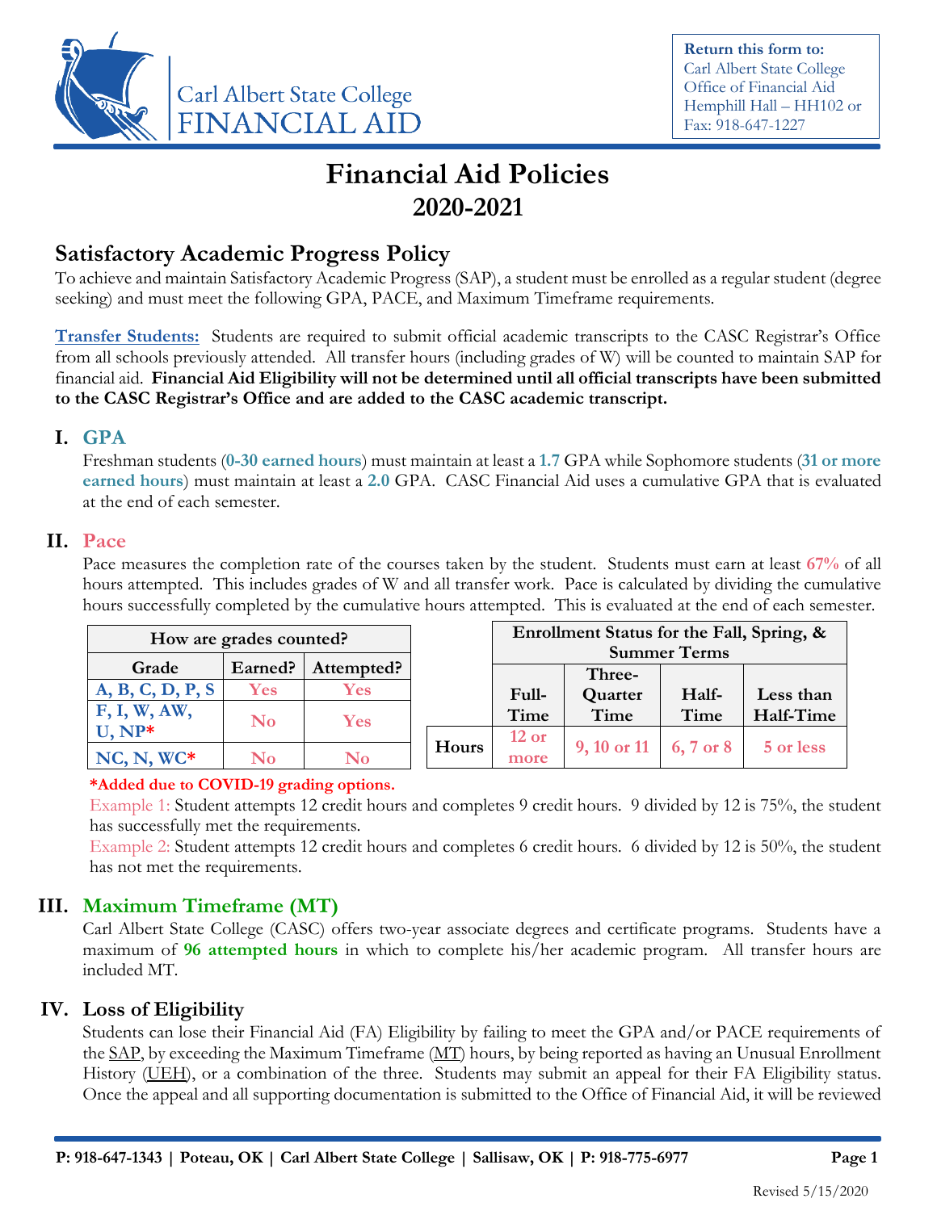Carl Albert State College
FINANCIAL AID

**Return this form to:**
Carl Albert State College
Office of Financial Aid
Hemphill Hall – HH102 or
Fax: 918-647-1227

# Financial Aid Policies
# 2020-2021

## Satisfactory Academic Progress Policy

To achieve and maintain Satisfactory Academic Progress (SAP), a student must be enrolled as a regular student (degree seeking) and must meet the following GPA, PACE, and Maximum Timeframe requirements.

**Transfer Students:** Students are required to submit official academic transcripts to the CASC Registrar's Office from all schools previously attended. All transfer hours (including grades of W) will be counted to maintain SAP for financial aid. **Financial Aid Eligibility will not be determined until all official transcripts have been submitted to the CASC Registrar's Office and are added to the CASC academic transcript.**

### I. GPA

Freshman students (**0-30 earned hours**) must maintain at least a **1.7** GPA while Sophomore students (**31 or more earned hours**) must maintain at least a **2.0** GPA. CASC Financial Aid uses a cumulative GPA that is evaluated at the end of each semester.

### II. Pace

Pace measures the completion rate of the courses taken by the student. Students must earn at least **67%** of all hours attempted. This includes grades of W and all transfer work. Pace is calculated by dividing the cumulative hours successfully completed by the cumulative hours attempted. This is evaluated at the end of each semester.

| How are grades counted? | | |
|---|---|---|
| **Grade** | **Earned?** | **Attempted?** |
| A, B, C, D, P, S | Yes | Yes |
| F, I, W, AW, U, NP* | No | Yes |
| NC, N, WC* | No | No |

| | Enrollment Status for the Fall, Spring, & Summer Terms | | | |
|---|---|---|---|---|
| | **Full-Time** | **Three-Quarter Time** | **Half-Time** | **Less than Half-Time** |
| **Hours** | 12 or more | 9, 10 or 11 | 6, 7 or 8 | 5 or less |

***Added due to COVID-19 grading options.**

Example 1: Student attempts 12 credit hours and completes 9 credit hours. 9 divided by 12 is 75%, the student has successfully met the requirements.

Example 2: Student attempts 12 credit hours and completes 6 credit hours. 6 divided by 12 is 50%, the student has not met the requirements.

### III. Maximum Timeframe (MT)

Carl Albert State College (CASC) offers two-year associate degrees and certificate programs. Students have a maximum of **96 attempted hours** in which to complete his/her academic program. All transfer hours are included MT.

### IV. Loss of Eligibility

Students can lose their Financial Aid (FA) Eligibility by failing to meet the GPA and/or PACE requirements of the SAP, by exceeding the Maximum Timeframe (MT) hours, by being reported as having an Unusual Enrollment History (UEH), or a combination of the three. Students may submit an appeal for their FA Eligibility status. Once the appeal and all supporting documentation is submitted to the Office of Financial Aid, it will be reviewed

P: 918-647-1343 | Poteau, OK | Carl Albert State College | Sallisaw, OK | P: 918-775-6977

Revised 5/15/2020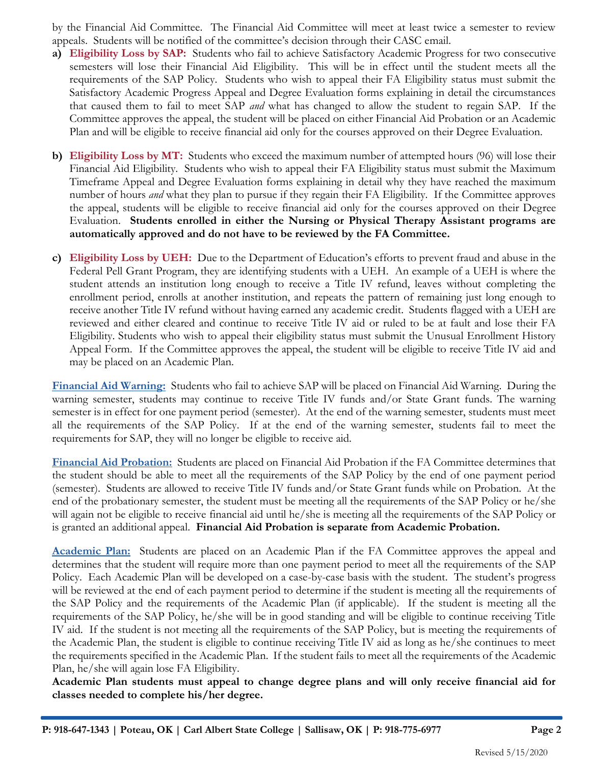by the Financial Aid Committee. The Financial Aid Committee will meet at least twice a semester to review appeals. Students will be notified of the committee's decision through their CASC email.

a) **Eligibility Loss by SAP:** Students who fail to achieve Satisfactory Academic Progress for two consecutive semesters will lose their Financial Aid Eligibility. This will be in effect until the student meets all the requirements of the SAP Policy. Students who wish to appeal their FA Eligibility status must submit the Satisfactory Academic Progress Appeal and Degree Evaluation forms explaining in detail the circumstances that caused them to fail to meet SAP *and* what has changed to allow the student to regain SAP. If the Committee approves the appeal, the student will be placed on either Financial Aid Probation or an Academic Plan and will be eligible to receive financial aid only for the courses approved on their Degree Evaluation.

b) **Eligibility Loss by MT:** Students who exceed the maximum number of attempted hours (96) will lose their Financial Aid Eligibility. Students who wish to appeal their FA Eligibility status must submit the Maximum Timeframe Appeal and Degree Evaluation forms explaining in detail why they have reached the maximum number of hours *and* what they plan to pursue if they regain their FA Eligibility. If the Committee approves the appeal, students will be eligible to receive financial aid only for the courses approved on their Degree Evaluation. **Students enrolled in either the Nursing or Physical Therapy Assistant programs are automatically approved and do not have to be reviewed by the FA Committee.**

c) **Eligibility Loss by UEH:** Due to the Department of Education's efforts to prevent fraud and abuse in the Federal Pell Grant Program, they are identifying students with a UEH. An example of a UEH is where the student attends an institution long enough to receive a Title IV refund, leaves without completing the enrollment period, enrolls at another institution, and repeats the pattern of remaining just long enough to receive another Title IV refund without having earned any academic credit. Students flagged with a UEH are reviewed and either cleared and continue to receive Title IV aid or ruled to be at fault and lose their FA Eligibility. Students who wish to appeal their eligibility status must submit the Unusual Enrollment History Appeal Form. If the Committee approves the appeal, the student will be eligible to receive Title IV aid and may be placed on an Academic Plan.

**Financial Aid Warning:** Students who fail to achieve SAP will be placed on Financial Aid Warning. During the warning semester, students may continue to receive Title IV funds and/or State Grant funds. The warning semester is in effect for one payment period (semester). At the end of the warning semester, students must meet all the requirements of the SAP Policy. If at the end of the warning semester, students fail to meet the requirements for SAP, they will no longer be eligible to receive aid.

**Financial Aid Probation:** Students are placed on Financial Aid Probation if the FA Committee determines that the student should be able to meet all the requirements of the SAP Policy by the end of one payment period (semester). Students are allowed to receive Title IV funds and/or State Grant funds while on Probation. At the end of the probationary semester, the student must be meeting all the requirements of the SAP Policy or he/she will again not be eligible to receive financial aid until he/she is meeting all the requirements of the SAP Policy or is granted an additional appeal. **Financial Aid Probation is separate from Academic Probation.**

**Academic Plan:** Students are placed on an Academic Plan if the FA Committee approves the appeal and determines that the student will require more than one payment period to meet all the requirements of the SAP Policy. Each Academic Plan will be developed on a case-by-case basis with the student. The student's progress will be reviewed at the end of each payment period to determine if the student is meeting all the requirements of the SAP Policy and the requirements of the Academic Plan (if applicable). If the student is meeting all the requirements of the SAP Policy, he/she will be in good standing and will be eligible to continue receiving Title IV aid. If the student is not meeting all the requirements of the SAP Policy, but is meeting the requirements of the Academic Plan, the student is eligible to continue receiving Title IV aid as long as he/she continues to meet the requirements specified in the Academic Plan. If the student fails to meet all the requirements of the Academic Plan, he/she will again lose FA Eligibility.

**Academic Plan students must appeal to change degree plans and will only receive financial aid for classes needed to complete his/her degree.**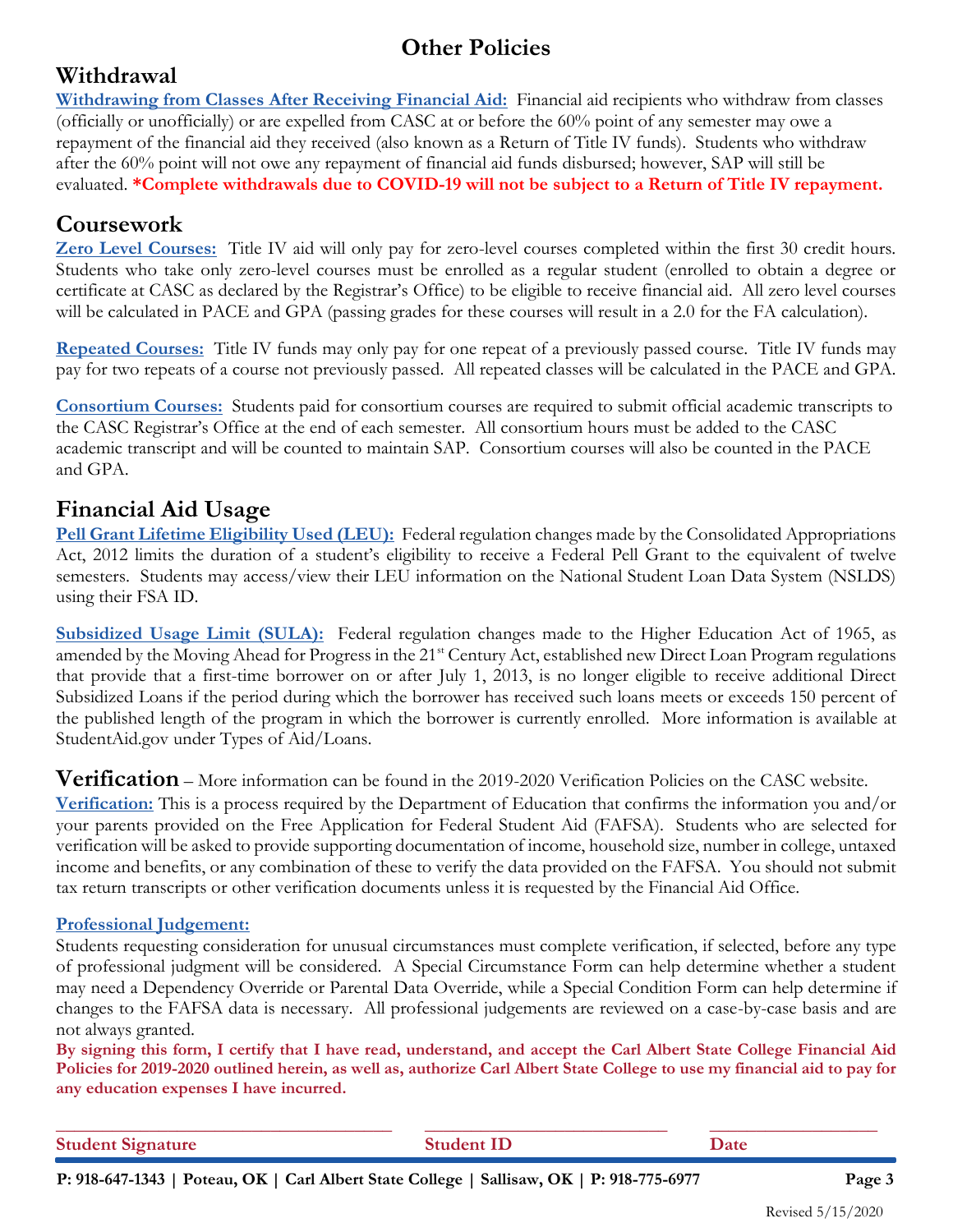# Other Policies

## Withdrawal

**Withdrawing from Classes After Receiving Financial Aid:** Financial aid recipients who withdraw from classes (officially or unofficially) or are expelled from CASC at or before the 60% point of any semester may owe a repayment of the financial aid they received (also known as a Return of Title IV funds). Students who withdraw after the 60% point will not owe any repayment of financial aid funds disbursed; however, SAP will still be evaluated. ***Complete withdrawals due to COVID-19 will not be subject to a Return of Title IV repayment.**

## Coursework

**Zero Level Courses:** Title IV aid will only pay for zero-level courses completed within the first 30 credit hours. Students who take only zero-level courses must be enrolled as a regular student (enrolled to obtain a degree or certificate at CASC as declared by the Registrar's Office) to be eligible to receive financial aid. All zero level courses will be calculated in PACE and GPA (passing grades for these courses will result in a 2.0 for the FA calculation).

**Repeated Courses:** Title IV funds may only pay for one repeat of a previously passed course. Title IV funds may pay for two repeats of a course not previously passed. All repeated classes will be calculated in the PACE and GPA.

**Consortium Courses:** Students paid for consortium courses are required to submit official academic transcripts to the CASC Registrar's Office at the end of each semester. All consortium hours must be added to the CASC academic transcript and will be counted to maintain SAP. Consortium courses will also be counted in the PACE and GPA.

## Financial Aid Usage

**Pell Grant Lifetime Eligibility Used (LEU):** Federal regulation changes made by the Consolidated Appropriations Act, 2012 limits the duration of a student's eligibility to receive a Federal Pell Grant to the equivalent of twelve semesters. Students may access/view their LEU information on the National Student Loan Data System (NSLDS) using their FSA ID.

**Subsidized Usage Limit (SULA):** Federal regulation changes made to the Higher Education Act of 1965, as amended by the Moving Ahead for Progress in the 21st Century Act, established new Direct Loan Program regulations that provide that a first-time borrower on or after July 1, 2013, is no longer eligible to receive additional Direct Subsidized Loans if the period during which the borrower has received such loans meets or exceeds 150 percent of the published length of the program in which the borrower is currently enrolled. More information is available at StudentAid.gov under Types of Aid/Loans.

## Verification – More information can be found in the 2019-2020 Verification Policies on the CASC website.

**Verification:** This is a process required by the Department of Education that confirms the information you and/or your parents provided on the Free Application for Federal Student Aid (FAFSA). Students who are selected for verification will be asked to provide supporting documentation of income, household size, number in college, untaxed income and benefits, or any combination of these to verify the data provided on the FAFSA. You should not submit tax return transcripts or other verification documents unless it is requested by the Financial Aid Office.

**Professional Judgement:**

Students requesting consideration for unusual circumstances must complete verification, if selected, before any type of professional judgment will be considered. A Special Circumstance Form can help determine whether a student may need a Dependency Override or Parental Data Override, while a Special Condition Form can help determine if changes to the FAFSA data is necessary. All professional judgements are reviewed on a case-by-case basis and are not always granted.

**By signing this form, I certify that I have read, understand, and accept the Carl Albert State College Financial Aid Policies for 2019-2020 outlined herein, as well as, authorize Carl Albert State College to use my financial aid to pay for any education expenses I have incurred.**

______________________________ ______________________ ________________

**Student Signature** **Student ID** **Date**

**P: 918-647-1343 | Poteau, OK | Carl Albert State College | Sallisaw, OK | P: 918-775-6977**

Revised 5/15/2020